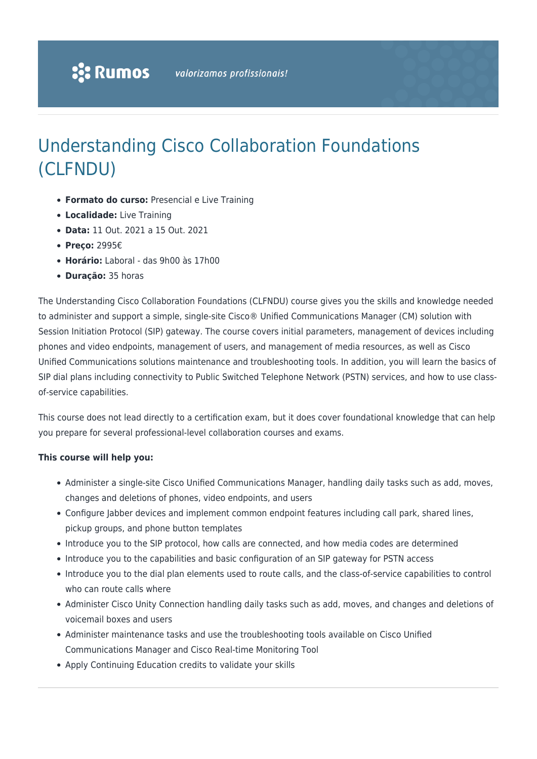# Understanding Cisco Collaboration Foundations (CLFNDU)

- **Formato do curso:** Presencial e Live Training
- **Localidade:** Live Training
- **Data:** 11 Out. 2021 a 15 Out. 2021
- **Preço:** 2995€
- **Horário:** Laboral - das 9h00 às 17h00
- **Duração:** 35 horas

The Understanding Cisco Collaboration Foundations (CLFNDU) course gives you the skills and knowledge needed to administer and support a simple, single-site Cisco® Unified Communications Manager (CM) solution with Session Initiation Protocol (SIP) gateway. The course covers initial parameters, management of devices including phones and video endpoints, management of users, and management of media resources, as well as Cisco Unified Communications solutions maintenance and troubleshooting tools. In addition, you will learn the basics of SIP dial plans including connectivity to Public Switched Telephone Network (PSTN) services, and how to use class-of-service capabilities.

This course does not lead directly to a certification exam, but it does cover foundational knowledge that can help you prepare for several professional-level collaboration courses and exams.

**This course will help you:**

- Administer a single-site Cisco Unified Communications Manager, handling daily tasks such as add, moves, changes and deletions of phones, video endpoints, and users
- Configure Jabber devices and implement common endpoint features including call park, shared lines, pickup groups, and phone button templates
- Introduce you to the SIP protocol, how calls are connected, and how media codes are determined
- Introduce you to the capabilities and basic configuration of an SIP gateway for PSTN access
- Introduce you to the dial plan elements used to route calls, and the class-of-service capabilities to control who can route calls where
- Administer Cisco Unity Connection handling daily tasks such as add, moves, and changes and deletions of voicemail boxes and users
- Administer maintenance tasks and use the troubleshooting tools available on Cisco Unified Communications Manager and Cisco Real-time Monitoring Tool
- Apply Continuing Education credits to validate your skills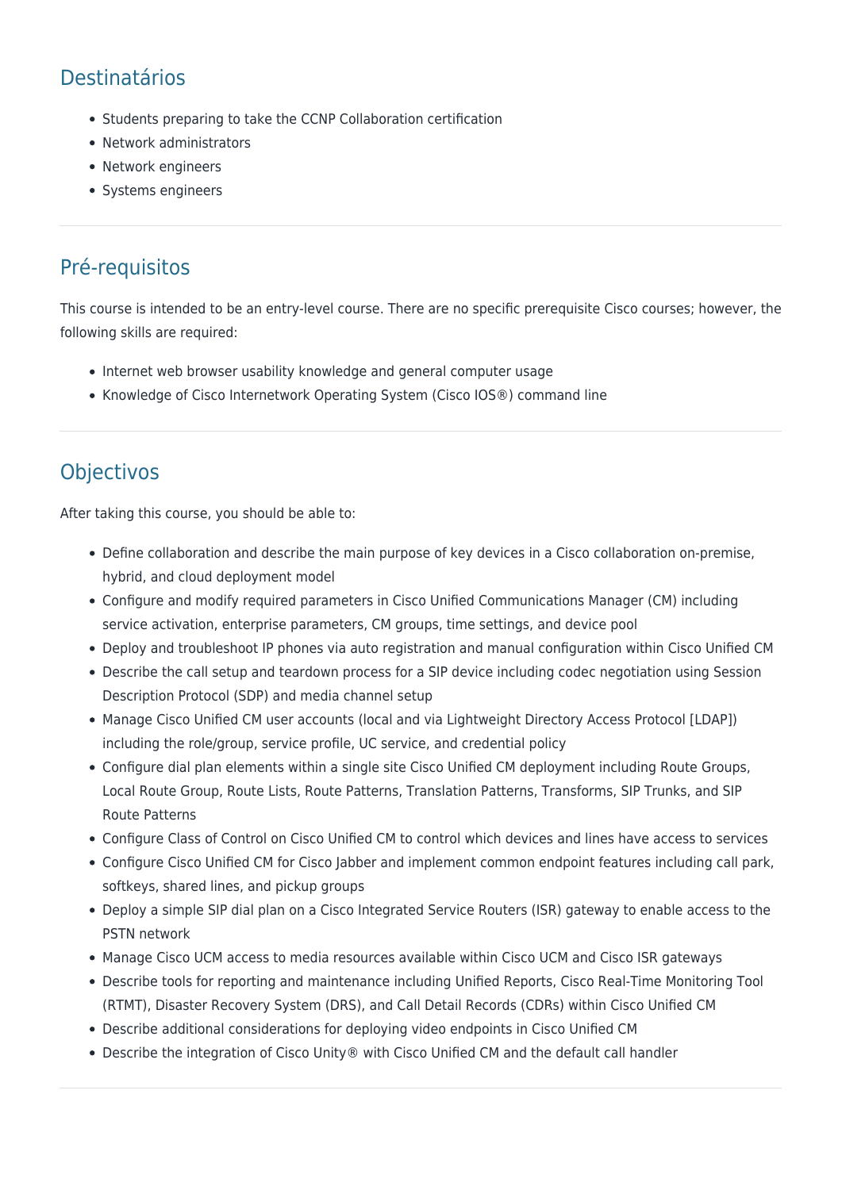## Destinatários

- Students preparing to take the CCNP Collaboration certification
- Network administrators
- Network engineers
- Systems engineers

---

## Pré-requisitos

This course is intended to be an entry-level course. There are no specific prerequisite Cisco courses; however, the following skills are required:

- Internet web browser usability knowledge and general computer usage
- Knowledge of Cisco Internetwork Operating System (Cisco IOS®) command line

---

## Objectivos

After taking this course, you should be able to:

- Define collaboration and describe the main purpose of key devices in a Cisco collaboration on-premise, hybrid, and cloud deployment model
- Configure and modify required parameters in Cisco Unified Communications Manager (CM) including service activation, enterprise parameters, CM groups, time settings, and device pool
- Deploy and troubleshoot IP phones via auto registration and manual configuration within Cisco Unified CM
- Describe the call setup and teardown process for a SIP device including codec negotiation using Session Description Protocol (SDP) and media channel setup
- Manage Cisco Unified CM user accounts (local and via Lightweight Directory Access Protocol [LDAP]) including the role/group, service profile, UC service, and credential policy
- Configure dial plan elements within a single site Cisco Unified CM deployment including Route Groups, Local Route Group, Route Lists, Route Patterns, Translation Patterns, Transforms, SIP Trunks, and SIP Route Patterns
- Configure Class of Control on Cisco Unified CM to control which devices and lines have access to services
- Configure Cisco Unified CM for Cisco Jabber and implement common endpoint features including call park, softkeys, shared lines, and pickup groups
- Deploy a simple SIP dial plan on a Cisco Integrated Service Routers (ISR) gateway to enable access to the PSTN network
- Manage Cisco UCM access to media resources available within Cisco UCM and Cisco ISR gateways
- Describe tools for reporting and maintenance including Unified Reports, Cisco Real-Time Monitoring Tool (RTMT), Disaster Recovery System (DRS), and Call Detail Records (CDRs) within Cisco Unified CM
- Describe additional considerations for deploying video endpoints in Cisco Unified CM
- Describe the integration of Cisco Unity® with Cisco Unified CM and the default call handler

---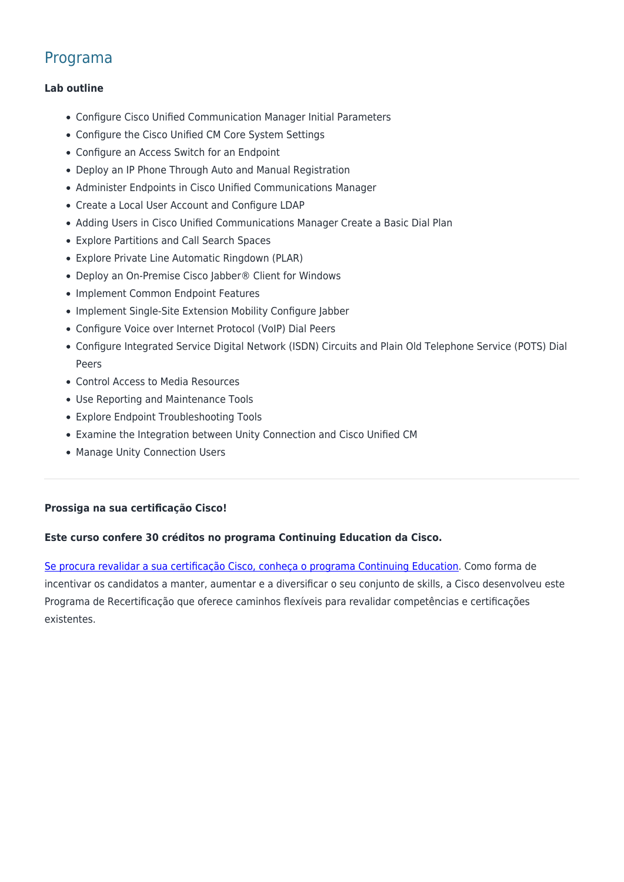## Programa

**Lab outline**

- Configure Cisco Unified Communication Manager Initial Parameters
- Configure the Cisco Unified CM Core System Settings
- Configure an Access Switch for an Endpoint
- Deploy an IP Phone Through Auto and Manual Registration
- Administer Endpoints in Cisco Unified Communications Manager
- Create a Local User Account and Configure LDAP
- Adding Users in Cisco Unified Communications Manager Create a Basic Dial Plan
- Explore Partitions and Call Search Spaces
- Explore Private Line Automatic Ringdown (PLAR)
- Deploy an On-Premise Cisco Jabber® Client for Windows
- Implement Common Endpoint Features
- Implement Single-Site Extension Mobility Configure Jabber
- Configure Voice over Internet Protocol (VoIP) Dial Peers
- Configure Integrated Service Digital Network (ISDN) Circuits and Plain Old Telephone Service (POTS) Dial Peers
- Control Access to Media Resources
- Use Reporting and Maintenance Tools
- Explore Endpoint Troubleshooting Tools
- Examine the Integration between Unity Connection and Cisco Unified CM
- Manage Unity Connection Users

---

**Prossiga na sua certificação Cisco!**

**Este curso confere 30 créditos no programa Continuing Education da Cisco.**

Se procura revalidar a sua certificação Cisco, conheça o programa Continuing Education. Como forma de incentivar os candidatos a manter, aumentar e a diversificar o seu conjunto de skills, a Cisco desenvolveu este Programa de Recertificação que oferece caminhos flexíveis para revalidar competências e certificações existentes.